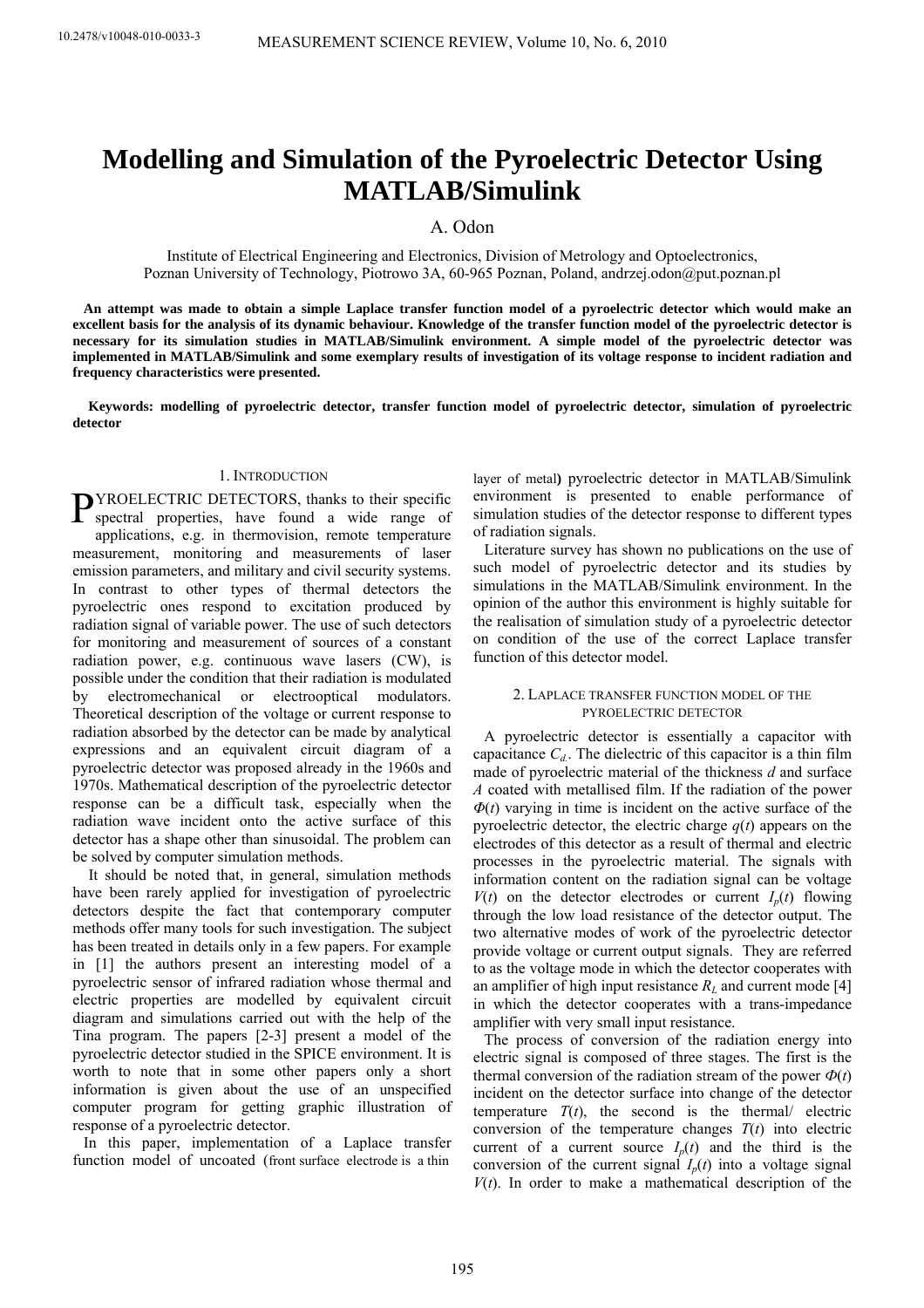# Modelling and Simulation of the Pyroelectric Detector Using MATLAB/Simulink

A. Odon

Institute of Electrical Engineering and Electronics, Division of Metrology and Optoelectronics, Poznan University of Technology, Piotrowo 3A, 60-965 Poznan, Poland, andrzej.odon@put.poznan.pl

**An attempt was made to obtain a simple Laplace transfer function model of a pyroelectric detector which would make an excellent basis for the analysis of its dynamic behaviour. Knowledge of the transfer function model of the pyroelectric detector is necessary for its simulation studies in MATLAB/Simulink environment. A simple model of the pyroelectric detector was implemented in MATLAB/Simulink and some exemplary results of investigation of its voltage response to incident radiation and frequency characteristics were presented.**

**Keywords: modelling of pyroelectric detector, transfer function model of pyroelectric detector, simulation of pyroelectric detector**

## 1. Introduction

PYROELECTRIC DETECTORS, thanks to their specific spectral properties, have found a wide range of applications, e.g. in thermovision, remote temperature measurement, monitoring and measurements of laser emission parameters, and military and civil security systems. In contrast to other types of thermal detectors the pyroelectric ones respond to excitation produced by radiation signal of variable power. The use of such detectors for monitoring and measurement of sources of a constant radiation power, e.g. continuous wave lasers (CW), is possible under the condition that their radiation is modulated by electromechanical or electrooptical modulators. Theoretical description of the voltage or current response to radiation absorbed by the detector can be made by analytical expressions and an equivalent circuit diagram of a pyroelectric detector was proposed already in the 1960s and 1970s. Mathematical description of the pyroelectric detector response can be a difficult task, especially when the radiation wave incident onto the active surface of this detector has a shape other than sinusoidal. The problem can be solved by computer simulation methods.

It should be noted that, in general, simulation methods have been rarely applied for investigation of pyroelectric detectors despite the fact that contemporary computer methods offer many tools for such investigation. The subject has been treated in details only in a few papers. For example in [1] the authors present an interesting model of a pyroelectric sensor of infrared radiation whose thermal and electric properties are modelled by equivalent circuit diagram and simulations carried out with the help of the Tina program. The papers [2-3] present a model of the pyroelectric detector studied in the SPICE environment. It is worth to note that in some other papers only a short information is given about the use of an unspecified computer program for getting graphic illustration of response of a pyroelectric detector.

In this paper, implementation of a Laplace transfer function model of uncoated (front surface electrode is a thin layer of metal**)** pyroelectric detector in MATLAB/Simulink environment is presented to enable performance of simulation studies of the detector response to different types of radiation signals.

Literature survey has shown no publications on the use of such model of pyroelectric detector and its studies by simulations in the MATLAB/Simulink environment. In the opinion of the author this environment is highly suitable for the realisation of simulation study of a pyroelectric detector on condition of the use of the correct Laplace transfer function of this detector model.

## 2. Laplace transfer function model of the pyroelectric detector

A pyroelectric detector is essentially a capacitor with capacitance $C_d$. The dielectric of this capacitor is a thin film made of pyroelectric material of the thickness $d$ and surface $A$ coated with metallised film. If the radiation of the power $\Phi(t)$ varying in time is incident on the active surface of the pyroelectric detector, the electric charge $q(t)$ appears on the electrodes of this detector as a result of thermal and electric processes in the pyroelectric material. The signals with information content on the radiation signal can be voltage $V(t)$ on the detector electrodes or current $I_p(t)$ flowing through the low load resistance of the detector output. The two alternative modes of work of the pyroelectric detector provide voltage or current output signals. They are referred to as the voltage mode in which the detector cooperates with an amplifier of high input resistance $R_L$ and current mode [4] in which the detector cooperates with a trans-impedance amplifier with very small input resistance.

The process of conversion of the radiation energy into electric signal is composed of three stages. The first is the thermal conversion of the radiation stream of the power $\Phi(t)$ incident on the detector surface into change of the detector temperature $T(t)$, the second is the thermal/ electric conversion of the temperature changes $T(t)$ into electric current of a current source $I_p(t)$ and the third is the conversion of the current signal $I_p(t)$ into a voltage signal $V(t)$. In order to make a mathematical description of the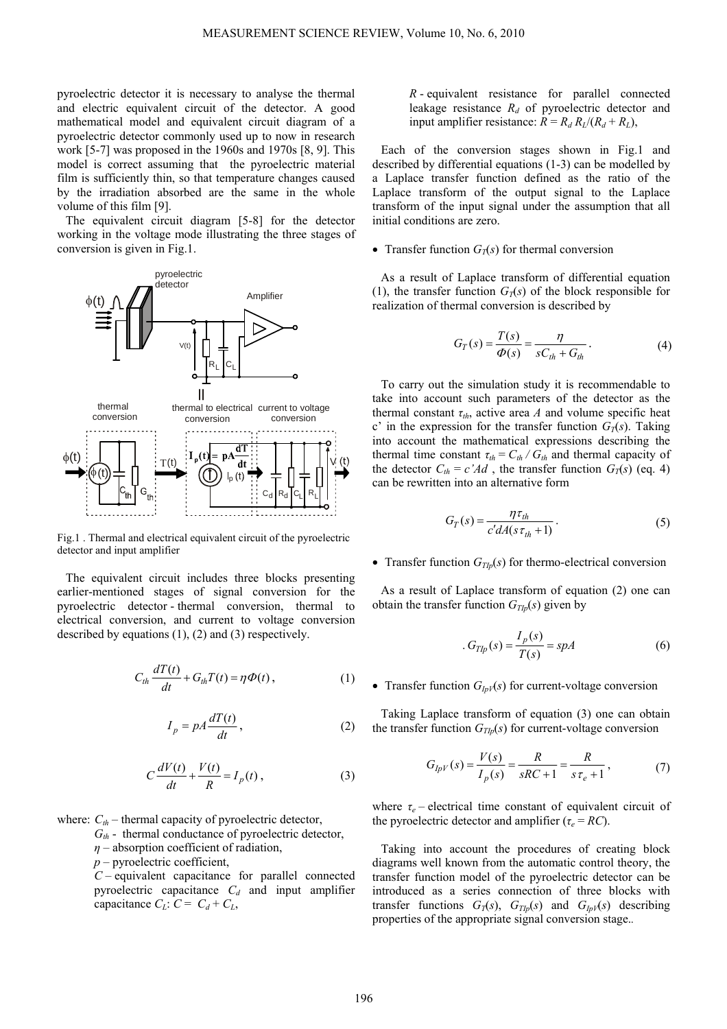pyroelectric detector it is necessary to analyse the thermal and electric equivalent circuit of the detector. A good mathematical model and equivalent circuit diagram of a pyroelectric detector commonly used up to now in research work [5-7] was proposed in the 1960s and 1970s [8, 9]. This model is correct assuming that the pyroelectric material film is sufficiently thin, so that temperature changes caused by the irradiation absorbed are the same in the whole volume of this film [9].

The equivalent circuit diagram [5-8] for the detector working in the voltage mode illustrating the three stages of conversion is given in Fig.1.

Fig.1 . Thermal and electrical equivalent circuit of the pyroelectric detector and input amplifier

The equivalent circuit includes three blocks presenting earlier-mentioned stages of signal conversion for the pyroelectric detector - thermal conversion, thermal to electrical conversion, and current to voltage conversion described by equations (1), (2) and (3) respectively.

$$C_{th}\frac{dT(t)}{dt} + G_{th}T(t) = \eta\Phi(t), \tag{1}$$

$$I_p = pA\frac{dT(t)}{dt}, \tag{2}$$

$$C\frac{dV(t)}{dt} + \frac{V(t)}{R} = I_p(t), \tag{3}$$

where: $C_{th}$ – thermal capacity of pyroelectric detector,

$G_{th}$ - thermal conductance of pyroelectric detector,

$\eta$ – absorption coefficient of radiation,

$p$ – pyroelectric coefficient,

$C$ – equivalent capacitance for parallel connected pyroelectric capacitance $C_d$ and input amplifier capacitance $C_L$: $C = C_d + C_L$,

$R$ - equivalent resistance for parallel connected leakage resistance $R_d$ of pyroelectric detector and input amplifier resistance: $R = R_d R_L/(R_d + R_L)$,

Each of the conversion stages shown in Fig.1 and described by differential equations (1-3) can be modelled by a Laplace transfer function defined as the ratio of the Laplace transform of the output signal to the Laplace transform of the input signal under the assumption that all initial conditions are zero.

- Transfer function $G_T(s)$ for thermal conversion

As a result of Laplace transform of differential equation (1), the transfer function $G_T(s)$ of the block responsible for realization of thermal conversion is described by

$$G_T(s) = \frac{T(s)}{\Phi(s)} = \frac{\eta}{sC_{th} + G_{th}}. \tag{4}$$

To carry out the simulation study it is recommendable to take into account such parameters of the detector as the thermal constant $\tau_{th}$, active area $A$ and volume specific heat c' in the expression for the transfer function $G_T(s)$. Taking into account the mathematical expressions describing the thermal time constant $\tau_{th} = C_{th} / G_{th}$ and thermal capacity of the detector $C_{th} = c'Ad$ , the transfer function $G_T(s)$ (eq. 4) can be rewritten into an alternative form

$$G_T(s) = \frac{\eta\tau_{th}}{c'dA(s\tau_{th} + 1)}. \tag{5}$$

- Transfer function $G_{TIp}(s)$ for thermo-electrical conversion

As a result of Laplace transform of equation (2) one can obtain the transfer function $G_{TIp}(s)$ given by

$$G_{TIp}(s) = \frac{I_p(s)}{T(s)} = spA \tag{6}$$

- Transfer function $G_{IpV}(s)$ for current-voltage conversion

Taking Laplace transform of equation (3) one can obtain the transfer function $G_{TIp}(s)$ for current-voltage conversion

$$G_{IpV}(s) = \frac{V(s)}{I_p(s)} = \frac{R}{sRC + 1} = \frac{R}{s\tau_e + 1}, \tag{7}$$

where $\tau_e$ – electrical time constant of equivalent circuit of the pyroelectric detector and amplifier ($\tau_e = RC$).

Taking into account the procedures of creating block diagrams well known from the automatic control theory, the transfer function model of the pyroelectric detector can be introduced as a series connection of three blocks with transfer functions $G_T(s)$, $G_{TIp}(s)$ and $G_{IpV}(s)$ describing properties of the appropriate signal conversion stage..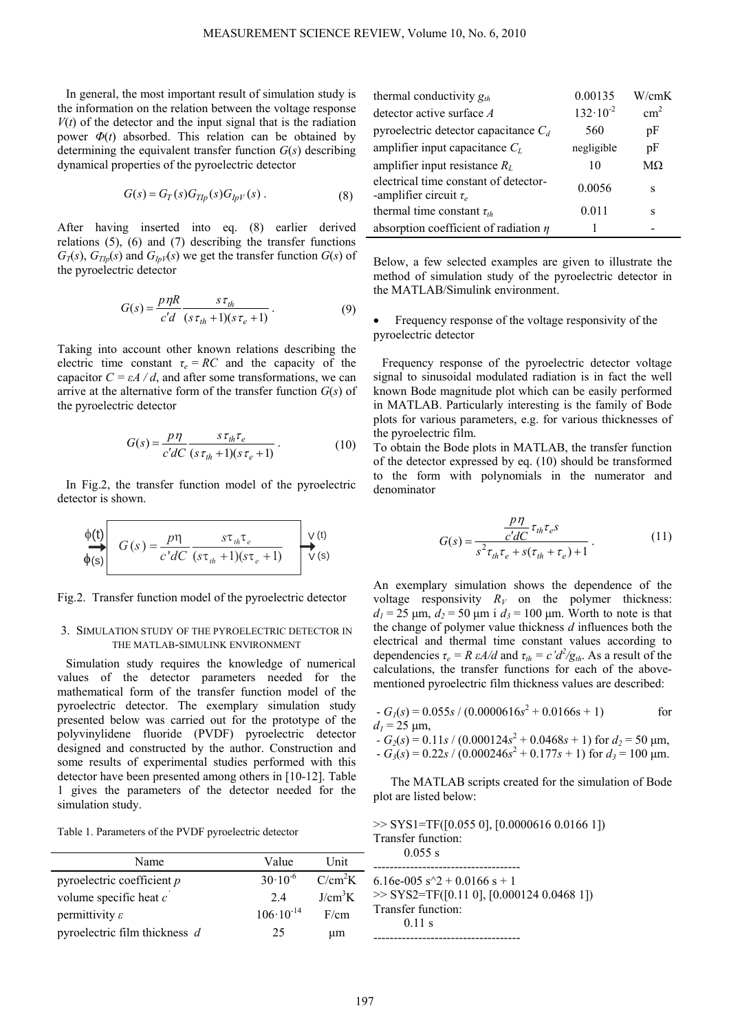In general, the most important result of simulation study is the information on the relation between the voltage response $V(t)$ of the detector and the input signal that is the radiation power $\Phi(t)$ absorbed. This relation can be obtained by determining the equivalent transfer function $G(s)$ describing dynamical properties of the pyroelectric detector

$$G(s) = G_T(s) G_{TIp}(s) G_{IpV}(s) \; . \tag{8}$$

After having inserted into eq. (8) earlier derived relations (5), (6) and (7) describing the transfer functions $G_T(s)$, $G_{TIp}(s)$ and $G_{IpV}(s)$ we get the transfer function $G(s)$ of the pyroelectric detector

$$G(s) = \frac{p\eta R}{c'd} \frac{s\tau_{th}}{(s\tau_{th}+1)(s\tau_e+1)} \; . \tag{9}$$

Taking into account other known relations describing the electric time constant $\tau_e = RC$ and the capacity of the capacitor $C = \varepsilon A / d$, and after some transformations, we can arrive at the alternative form of the transfer function $G(s)$ of the pyroelectric detector

$$G(s) = \frac{p\eta}{c'dC} \frac{s\tau_{th}\tau_e}{(s\tau_{th}+1)(s\tau_e+1)} \; . \tag{10}$$

In Fig.2, the transfer function model of the pyroelectric detector is shown.

$$\phi(t),\ \phi(s) \rightarrow \boxed{G(s) = \frac{p\eta}{c'dC} \frac{s\tau_{th}\tau_e}{(s\tau_{th}+1)(s\tau_e+1)}} \rightarrow V(t),\ V(s)$$

Fig.2. Transfer function model of the pyroelectric detector

## 3. Simulation study of the pyroelectric detector in the MATLAB-Simulink environment

Simulation study requires the knowledge of numerical values of the detector parameters needed for the mathematical form of the transfer function model of the pyroelectric detector. The exemplary simulation study presented below was carried out for the prototype of the polyvinylidene fluoride (PVDF) pyroelectric detector designed and constructed by the author. Construction and some results of experimental studies performed with this detector have been presented among others in [10-12]. Table 1 gives the parameters of the detector needed for the simulation study.

Table 1. Parameters of the PVDF pyroelectric detector

| Name | Value | Unit |
|---|---|---|
| pyroelectric coefficient $p$ | $30 \cdot 10^{-6}$ | $C/cm^2K$ |
| volume specific heat $c'$ | 2.4 | $J/cm^3K$ |
| permittivity $\varepsilon$ | $106 \cdot 10^{-14}$ | F/cm |
| pyroelectric film thickness $d$ | 25 | μm |
| thermal conductivity $g_{th}$ | 0.00135 | W/cmK |
| detector active surface $A$ | $132 \cdot 10^{-2}$ | $cm^2$ |
| pyroelectric detector capacitance $C_d$ | 560 | pF |
| amplifier input capacitance $C_L$ | negligible | pF |
| amplifier input resistance $R_L$ | 10 | MΩ |
| electrical time constant of detector-amplifier circuit $\tau_e$ | 0.0056 | s |
| thermal time constant $\tau_{th}$ | 0.011 | s |
| absorption coefficient of radiation $\eta$ | 1 | - |

Below, a few selected examples are given to illustrate the method of simulation study of the pyroelectric detector in the MATLAB/Simulink environment.

- Frequency response of the voltage responsivity of the pyroelectric detector

Frequency response of the pyroelectric detector voltage signal to sinusoidal modulated radiation is in fact the well known Bode magnitude plot which can be easily performed in MATLAB. Particularly interesting is the family of Bode plots for various parameters, e.g. for various thicknesses of the pyroelectric film.
To obtain the Bode plots in MATLAB, the transfer function of the detector expressed by eq. (10) should be transformed to the form with polynomials in the numerator and denominator

$$G(s) = \frac{\frac{p\eta}{c'dC}\tau_{th}\tau_e s}{s^2\tau_{th}\tau_e + s(\tau_{th}+\tau_e)+1} \; . \tag{11}$$

An exemplary simulation shows the dependence of the voltage responsivity $R_V$ on the polymer thickness: $d_1 = 25$ μm, $d_2 = 50$ μm i $d_3 = 100$ μm. Worth to note is that the change of polymer value thickness $d$ influences both the electrical and thermal time constant values according to dependencies $\tau_e = R\,\varepsilon A/d$ and $\tau_{th} = c'd^2/g_{th}$. As a result of the calculations, the transfer functions for each of the above-mentioned pyroelectric film thickness values are described:

- $G_1(s) = 0.055s / (0.0000616s^2 + 0.0166s + 1)$ for $d_1 = 25$ μm,
- $G_2(s) = 0.11s / (0.000124s^2 + 0.0468s + 1)$ for $d_2 = 50$ μm,
- $G_3(s) = 0.22s / (0.000246s^2 + 0.177s + 1)$ for $d_3 = 100$ μm.

The MATLAB scripts created for the simulation of Bode plot are listed below:

```
>> SYS1=TF([0.055 0], [0.0000616 0.0166 1])
Transfer function:
      0.055 s
------------------------------------
6.16e-005 s^2 + 0.0166 s + 1
>> SYS2=TF([0.11 0], [0.000124 0.0468 1])
Transfer function:
      0.11 s
------------------------------------
```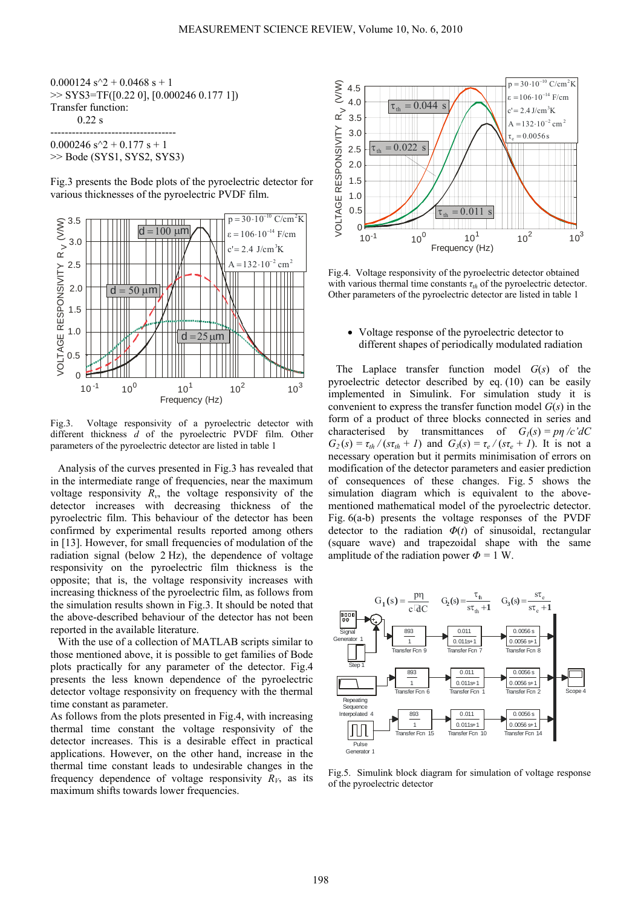```
0.000124 s^2 + 0.0468 s + 1
>> SYS3=TF([0.22 0], [0.000246 0.177 1])
Transfer function:
       0.22 s
-----------------------------------
0.000246 s^2 + 0.177 s + 1
>> Bode (SYS1, SYS2, SYS3)
```

Fig.3 presents the Bode plots of the pyroelectric detector for various thicknesses of the pyroelectric PVDF film.

Fig.3. Voltage responsivity of a pyroelectric detector with different thickness $d$ of the pyroelectric PVDF film. Other parameters of the pyroelectric detector are listed in table 1

Analysis of the curves presented in Fig.3 has revealed that in the intermediate range of frequencies, near the maximum voltage responsivity $R_v$, the voltage responsivity of the detector increases with decreasing thickness of the pyroelectric film. This behaviour of the detector has been confirmed by experimental results reported among others in [13]. However, for small frequencies of modulation of the radiation signal (below 2 Hz), the dependence of voltage responsivity on the pyroelectric film thickness is the opposite; that is, the voltage responsivity increases with increasing thickness of the pyroelectric film, as follows from the simulation results shown in Fig.3. It should be noted that the above-described behaviour of the detector has not been reported in the available literature.

With the use of a collection of MATLAB scripts similar to those mentioned above, it is possible to get families of Bode plots practically for any parameter of the detector. Fig.4 presents the less known dependence of the pyroelectric detector voltage responsivity on frequency with the thermal time constant as parameter.

As follows from the plots presented in Fig.4, with increasing thermal time constant the voltage responsivity of the detector increases. This is a desirable effect in practical applications. However, on the other hand, increase in the thermal time constant leads to undesirable changes in the frequency dependence of voltage responsivity $R_V$, as its maximum shifts towards lower frequencies.

Fig.4. Voltage responsivity of the pyroelectric detector obtained with various thermal time constants $\tau_{th}$ of the pyroelectric detector. Other parameters of the pyroelectric detector are listed in table 1

- Voltage response of the pyroelectric detector to different shapes of periodically modulated radiation

The Laplace transfer function model $G(s)$ of the pyroelectric detector described by eq. (10) can be easily implemented in Simulink. For simulation study it is convenient to express the transfer function model $G(s)$ in the form of a product of three blocks connected in series and characterised by transmittances of $G_1(s) = p\eta /c'dC$ $G_2(s) = \tau_{th} / (s\tau_{th} + 1)$ and $G_3(s) = \tau_e / (s\tau_e + 1)$. It is not a necessary operation but it permits minimisation of errors on modification of the detector parameters and easier prediction of consequences of these changes. Fig. 5 shows the simulation diagram which is equivalent to the above-mentioned mathematical model of the pyroelectric detector. Fig. 6(a-b) presents the voltage responses of the PVDF detector to the radiation $\Phi(t)$ of sinusoidal, rectangular (square wave) and trapezoidal shape with the same amplitude of the radiation power $\Phi$ = 1 W.

Fig.5. Simulink block diagram for simulation of voltage response of the pyroelectric detector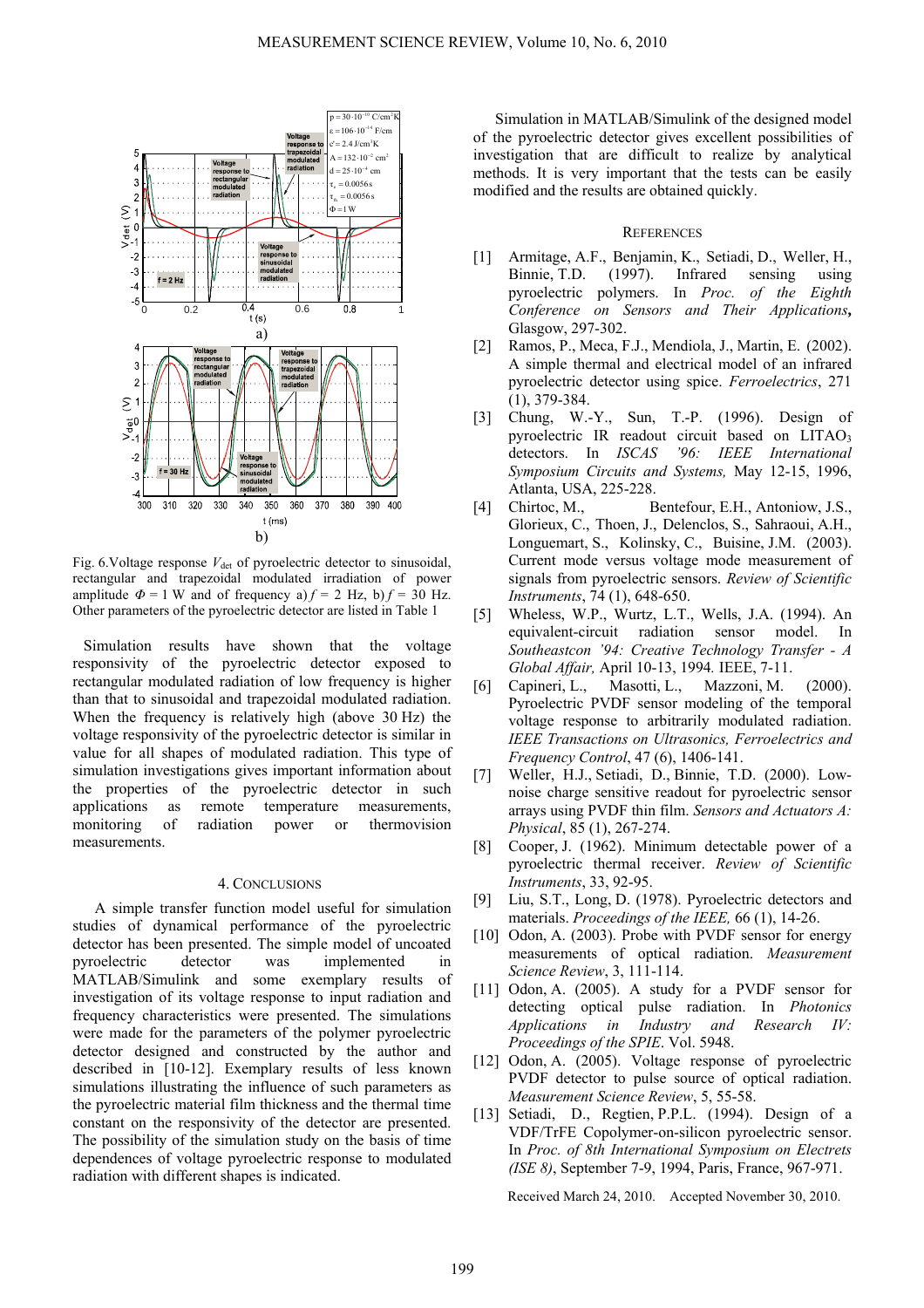p = 30·10$^{-10}$ C/cm$^2$K
ε = 106·10$^{-14}$ F/cm
c' = 2.4 J/cm$^3$K
A = 132·10$^{-2}$ cm$^2$
d = 25·10$^{-4}$ cm
$\tau_t$ = 0.0056 s
$\tau_{th}$ = 0.0056 s
Φ = 1 W

Voltage response to trapezoidal modulated radiation

Voltage response to rectangular modulated radiation

Voltage response to sinusoidal modulated radiation

f = 2 Hz

$V_{det}$ (V)

t (s)

a)

Voltage response to rectangular modulated radiation

Voltage response to trapezoidal modulated radiation

Voltage response to sinusoidal modulated radiation

f = 30 Hz

$V_{det}$ (V)

t (ms)

b)

Fig. 6.Voltage response $V_{det}$ of pyroelectric detector to sinusoidal, rectangular and trapezoidal modulated irradiation of power amplitude $\Phi$ = 1 W and of frequency a) $f$ = 2 Hz, b) $f$ = 30 Hz. Other parameters of the pyroelectric detector are listed in Table 1

Simulation results have shown that the voltage responsivity of the pyroelectric detector exposed to rectangular modulated radiation of low frequency is higher than that to sinusoidal and trapezoidal modulated radiation. When the frequency is relatively high (above 30 Hz) the voltage responsivity of the pyroelectric detector is similar in value for all shapes of modulated radiation. This type of simulation investigations gives important information about the properties of the pyroelectric detector in such applications as remote temperature measurements, monitoring of radiation power or thermovision measurements.

## 4. CONCLUSIONS

A simple transfer function model useful for simulation studies of dynamical performance of the pyroelectric detector has been presented. The simple model of uncoated pyroelectric detector was implemented in MATLAB/Simulink and some exemplary results of investigation of its voltage response to input radiation and frequency characteristics were presented. The simulations were made for the parameters of the polymer pyroelectric detector designed and constructed by the author and described in [10-12]. Exemplary results of less known simulations illustrating the influence of such parameters as the pyroelectric material film thickness and the thermal time constant on the responsivity of the detector are presented. The possibility of the simulation study on the basis of time dependences of voltage pyroelectric response to modulated radiation with different shapes is indicated.

Simulation in MATLAB/Simulink of the designed model of the pyroelectric detector gives excellent possibilities of investigation that are difficult to realize by analytical methods. It is very important that the tests can be easily modified and the results are obtained quickly.

## REFERENCES

[1] Armitage, A.F., Benjamin, K., Setiadi, D., Weller, H., Binnie, T.D. (1997). Infrared sensing using pyroelectric polymers. In *Proc. of the Eighth Conference on Sensors and Their Applications***,** Glasgow, 297-302.

[2] Ramos, P., Meca, F.J., Mendiola, J., Martin, E. (2002). A simple thermal and electrical model of an infrared pyroelectric detector using spice. *Ferroelectrics*, 271 (1), 379-384.

[3] Chung, W.-Y., Sun, T.-P. (1996). Design of pyroelectric IR readout circuit based on $LiTaO_3$ detectors. In *ISCAS '96: IEEE International Symposium Circuits and Systems,* May 12-15, 1996, Atlanta, USA, 225-228.

[4] Chirtoc, M., Bentefour, E.H., Antoniow, J.S., Glorieux, C., Thoen, J., Delenclos, S., Sahraoui, A.H., Longuemart, S., Kolinsky, C., Buisine, J.M. (2003). Current mode versus voltage mode measurement of signals from pyroelectric sensors. *Review of Scientific Instruments*, 74 (1), 648-650.

[5] Wheless, W.P., Wurtz, L.T., Wells, J.A. (1994). An equivalent-circuit radiation sensor model. In *Southeastcon '94: Creative Technology Transfer - A Global Affair,* April 10-13, 1994*.* IEEE, 7-11.

[6] Capineri, L., Masotti, L., Mazzoni, M. (2000). Pyroelectric PVDF sensor modeling of the temporal voltage response to arbitrarily modulated radiation. *IEEE Transactions on Ultrasonics, Ferroelectrics and Frequency Control*, 47 (6), 1406-141.

[7] Weller, H.J., Setiadi, D., Binnie, T.D. (2000). Low-noise charge sensitive readout for pyroelectric sensor arrays using PVDF thin film. *Sensors and Actuators A: Physical*, 85 (1), 267-274.

[8] Cooper, J. (1962). Minimum detectable power of a pyroelectric thermal receiver. *Review of Scientific Instruments*, 33, 92-95.

[9] Liu, S.T., Long, D. (1978). Pyroelectric detectors and materials. *Proceedings of the IEEE,* 66 (1), 14-26.

[10] Odon, A. (2003). Probe with PVDF sensor for energy measurements of optical radiation. *Measurement Science Review*, 3, 111-114.

[11] Odon, A. (2005). A study for a PVDF sensor for detecting optical pulse radiation. In *Photonics Applications in Industry and Research IV: Proceedings of the SPIE*. Vol. 5948.

[12] Odon, A. (2005). Voltage response of pyroelectric PVDF detector to pulse source of optical radiation. *Measurement Science Review*, 5, 55-58.

[13] Setiadi, D., Regtien, P.P.L. (1994). Design of a VDF/TrFE Copolymer-on-silicon pyroelectric sensor. In *Proc. of 8th International Symposium on Electrets (ISE 8)*, September 7-9, 1994, Paris, France, 967-971.

Received March 24, 2010. Accepted November 30, 2010.